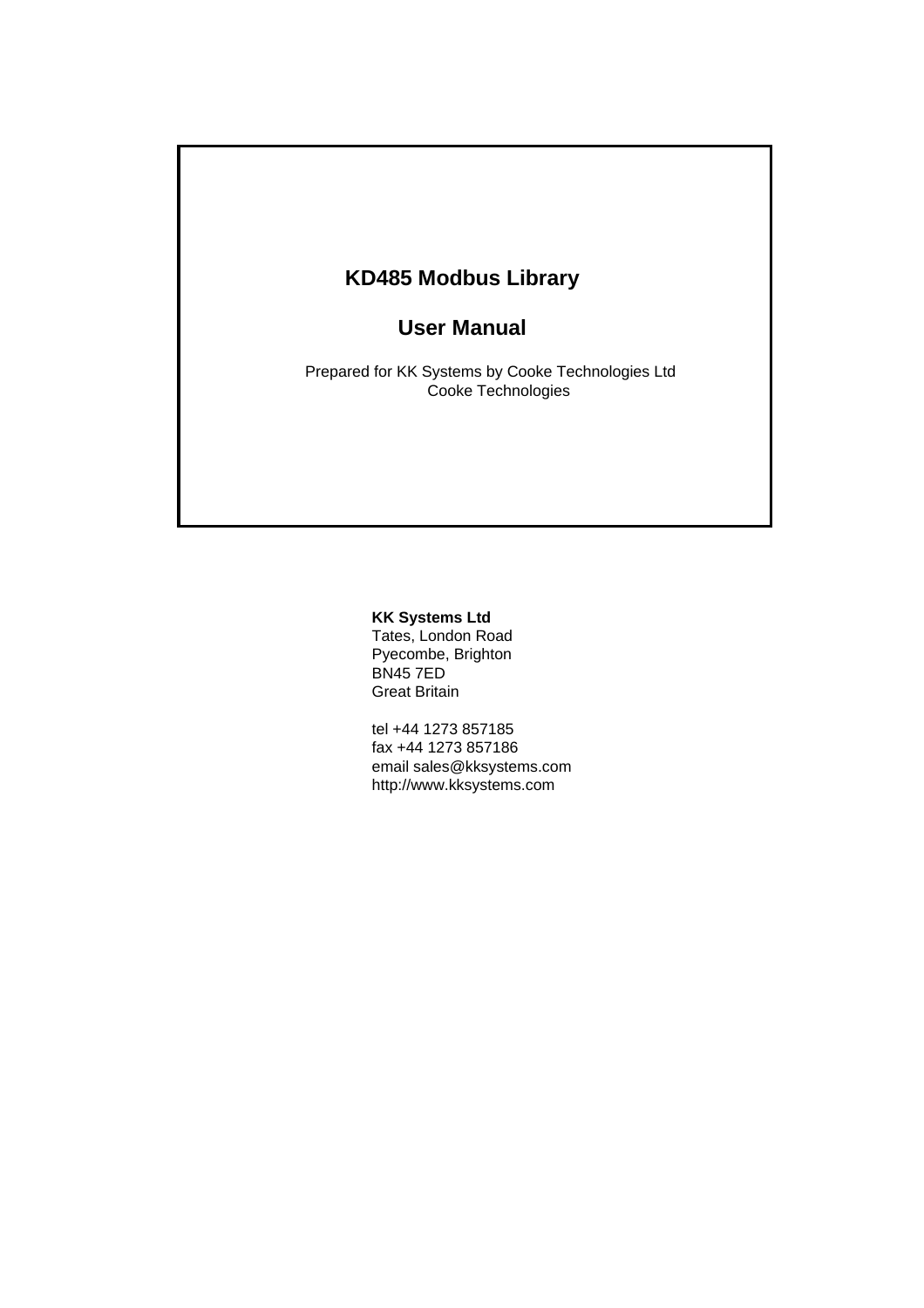# KD485 Modbus Library

## User Manual

Prepared for KK Systems by Cooke Technologies Ltd
Cooke Technologies

**KK Systems Ltd**
Tates, London Road
Pyecombe, Brighton
BN45 7ED
Great Britain

tel +44 1273 857185
fax +44 1273 857186
email sales@kksystems.com
http://www.kksystems.com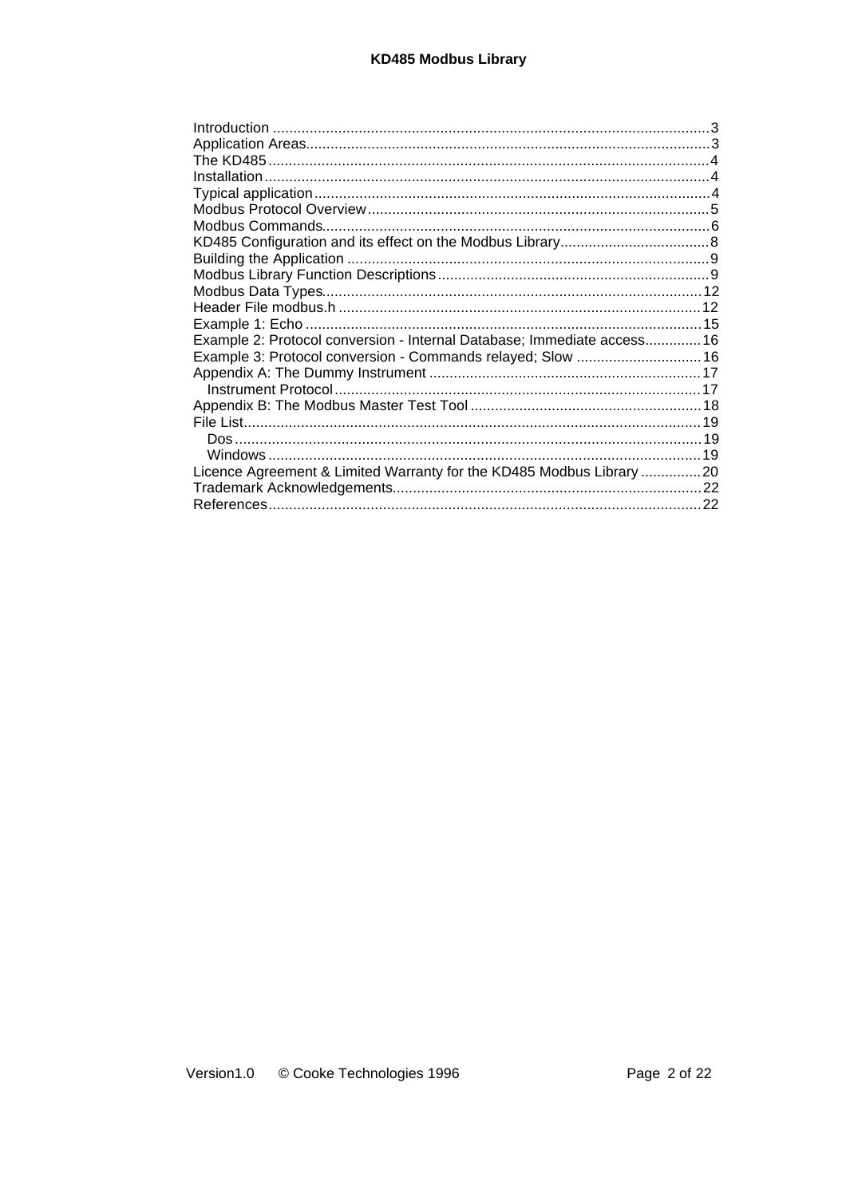Introduction .......................................................................................................... 3
Application Areas.................................................................................................. 3
The KD485 ........................................................................................................... 4
Installation ............................................................................................................ 4
Typical application ................................................................................................ 4
Modbus Protocol Overview ................................................................................... 5
Modbus Commands.............................................................................................. 6
KD485 Configuration and its effect on the Modbus Library.................................... 8
Building the Application ........................................................................................ 9
Modbus Library Function Descriptions .................................................................. 9
Modbus Data Types............................................................................................ 12
Header File modbus.h ........................................................................................ 12
Example 1: Echo ................................................................................................ 15
Example 2: Protocol conversion - Internal Database; Immediate access............. 16
Example 3: Protocol conversion - Commands relayed; Slow ............................... 16
Appendix A: The Dummy Instrument .................................................................. 17
  Instrument Protocol ......................................................................................... 17
Appendix B: The Modbus Master Test Tool ......................................................... 18
File List............................................................................................................... 19
  Dos ................................................................................................................. 19
  Windows ......................................................................................................... 19
Licence Agreement & Limited Warranty for the KD485 Modbus Library .............. 20
Trademark Acknowledgements........................................................................... 22
References......................................................................................................... 22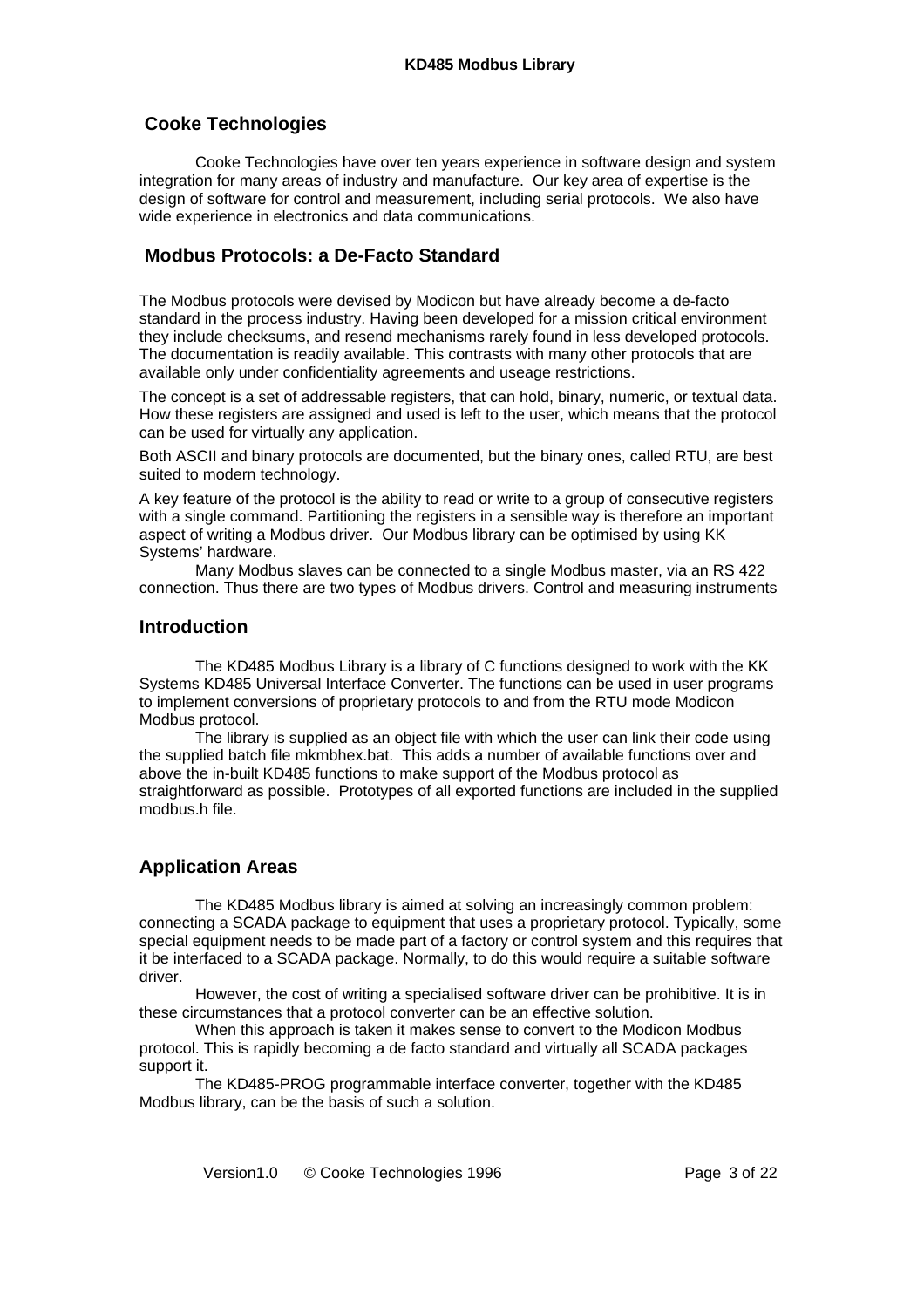## Cooke Technologies

Cooke Technologies have over ten years experience in software design and system integration for many areas of industry and manufacture. Our key area of expertise is the design of software for control and measurement, including serial protocols. We also have wide experience in electronics and data communications.

## Modbus Protocols: a De-Facto Standard

The Modbus protocols were devised by Modicon but have already become a de-facto standard in the process industry. Having been developed for a mission critical environment they include checksums, and resend mechanisms rarely found in less developed protocols. The documentation is readily available. This contrasts with many other protocols that are available only under confidentiality agreements and useage restrictions.

The concept is a set of addressable registers, that can hold, binary, numeric, or textual data. How these registers are assigned and used is left to the user, which means that the protocol can be used for virtually any application.

Both ASCII and binary protocols are documented, but the binary ones, called RTU, are best suited to modern technology.

A key feature of the protocol is the ability to read or write to a group of consecutive registers with a single command. Partitioning the registers in a sensible way is therefore an important aspect of writing a Modbus driver. Our Modbus library can be optimised by using KK Systems' hardware.

Many Modbus slaves can be connected to a single Modbus master, via an RS 422 connection. Thus there are two types of Modbus drivers. Control and measuring instruments

## Introduction

The KD485 Modbus Library is a library of C functions designed to work with the KK Systems KD485 Universal Interface Converter. The functions can be used in user programs to implement conversions of proprietary protocols to and from the RTU mode Modicon Modbus protocol.

The library is supplied as an object file with which the user can link their code using the supplied batch file mkmbhex.bat. This adds a number of available functions over and above the in-built KD485 functions to make support of the Modbus protocol as straightforward as possible. Prototypes of all exported functions are included in the supplied modbus.h file.

## Application Areas

The KD485 Modbus library is aimed at solving an increasingly common problem: connecting a SCADA package to equipment that uses a proprietary protocol. Typically, some special equipment needs to be made part of a factory or control system and this requires that it be interfaced to a SCADA package. Normally, to do this would require a suitable software driver.

However, the cost of writing a specialised software driver can be prohibitive. It is in these circumstances that a protocol converter can be an effective solution.

When this approach is taken it makes sense to convert to the Modicon Modbus protocol. This is rapidly becoming a de facto standard and virtually all SCADA packages support it.

The KD485-PROG programmable interface converter, together with the KD485 Modbus library, can be the basis of such a solution.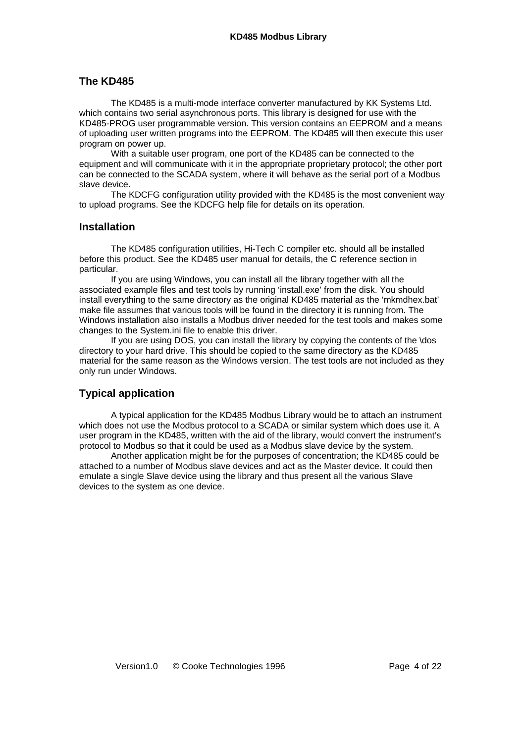## The KD485

The KD485 is a multi-mode interface converter manufactured by KK Systems Ltd. which contains two serial asynchronous ports. This library is designed for use with the KD485-PROG user programmable version. This version contains an EEPROM and a means of uploading user written programs into the EEPROM. The KD485 will then execute this user program on power up.

With a suitable user program, one port of the KD485 can be connected to the equipment and will communicate with it in the appropriate proprietary protocol; the other port can be connected to the SCADA system, where it will behave as the serial port of a Modbus slave device.

The KDCFG configuration utility provided with the KD485 is the most convenient way to upload programs. See the KDCFG help file for details on its operation.

## Installation

The KD485 configuration utilities, Hi-Tech C compiler etc. should all be installed before this product. See the KD485 user manual for details, the C reference section in particular.

If you are using Windows, you can install all the library together with all the associated example files and test tools by running 'install.exe' from the disk. You should install everything to the same directory as the original KD485 material as the 'mkmdhex.bat' make file assumes that various tools will be found in the directory it is running from. The Windows installation also installs a Modbus driver needed for the test tools and makes some changes to the System.ini file to enable this driver.

If you are using DOS, you can install the library by copying the contents of the \dos directory to your hard drive. This should be copied to the same directory as the KD485 material for the same reason as the Windows version. The test tools are not included as they only run under Windows.

## Typical application

A typical application for the KD485 Modbus Library would be to attach an instrument which does not use the Modbus protocol to a SCADA or similar system which does use it. A user program in the KD485, written with the aid of the library, would convert the instrument's protocol to Modbus so that it could be used as a Modbus slave device by the system.

Another application might be for the purposes of concentration; the KD485 could be attached to a number of Modbus slave devices and act as the Master device. It could then emulate a single Slave device using the library and thus present all the various Slave devices to the system as one device.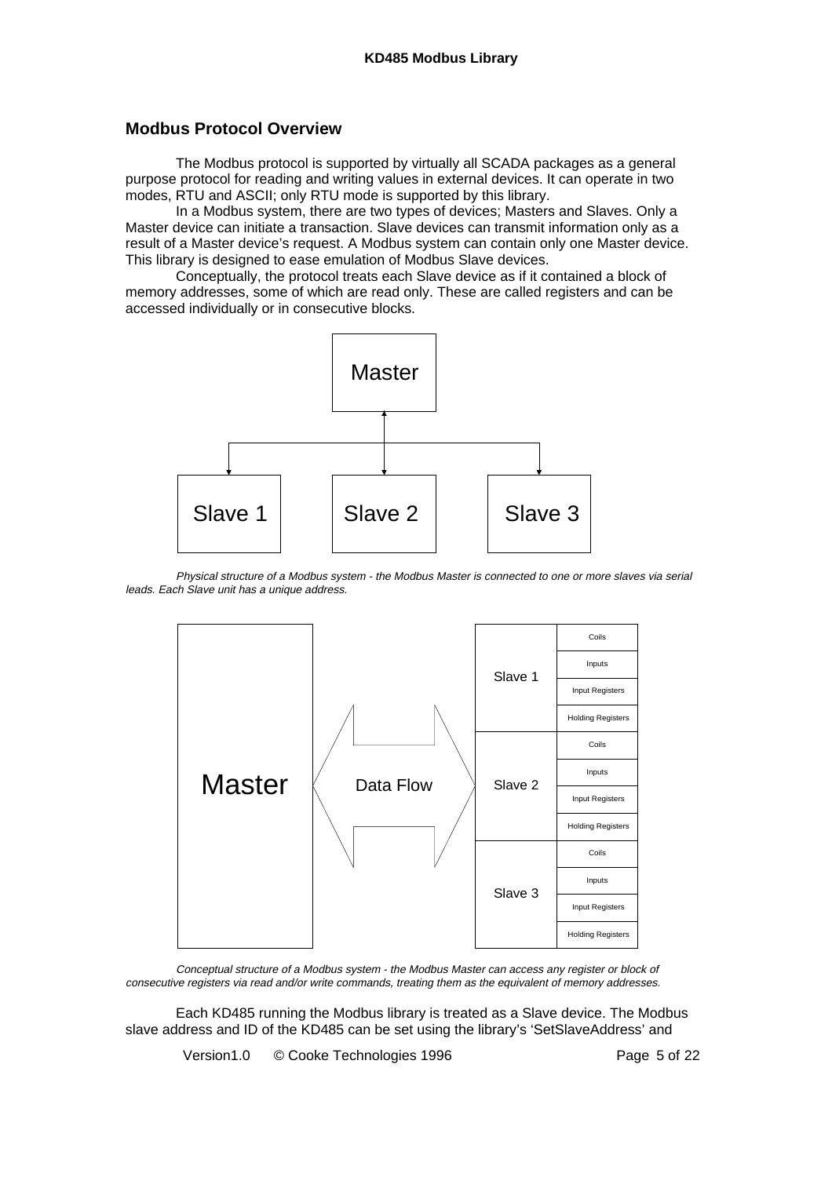## Modbus Protocol Overview

The Modbus protocol is supported by virtually all SCADA packages as a general purpose protocol for reading and writing values in external devices. It can operate in two modes, RTU and ASCII; only RTU mode is supported by this library.

In a Modbus system, there are two types of devices; Masters and Slaves. Only a Master device can initiate a transaction. Slave devices can transmit information only as a result of a Master device's request. A Modbus system can contain only one Master device. This library is designed to ease emulation of Modbus Slave devices.

Conceptually, the protocol treats each Slave device as if it contained a block of memory addresses, some of which are read only. These are called registers and can be accessed individually or in consecutive blocks.

*Physical structure of a Modbus system - the Modbus Master is connected to one or more slaves via serial leads. Each Slave unit has a unique address.*

*Conceptual structure of a Modbus system - the Modbus Master can access any register or block of consecutive registers via read and/or write commands, treating them as the equivalent of memory addresses.*

Each KD485 running the Modbus library is treated as a Slave device. The Modbus slave address and ID of the KD485 can be set using the library's 'SetSlaveAddress' and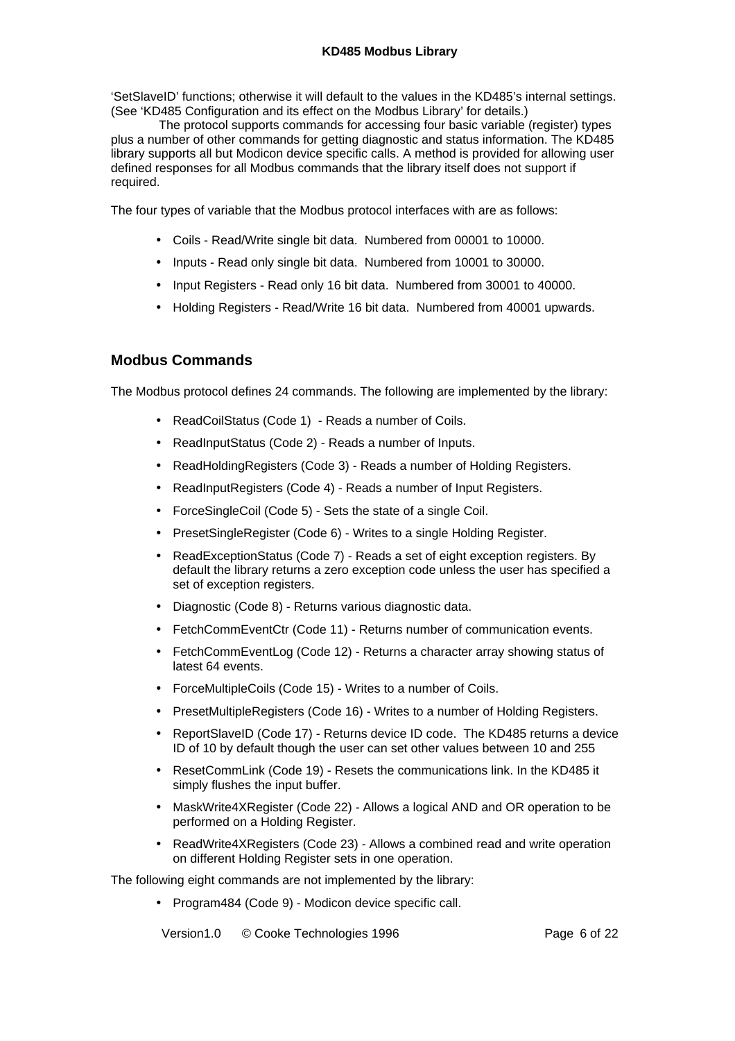‘SetSlaveID’ functions; otherwise it will default to the values in the KD485’s internal settings. (See ‘KD485 Configuration and its effect on the Modbus Library’ for details.)

The protocol supports commands for accessing four basic variable (register) types plus a number of other commands for getting diagnostic and status information. The KD485 library supports all but Modicon device specific calls. A method is provided for allowing user defined responses for all Modbus commands that the library itself does not support if required.

The four types of variable that the Modbus protocol interfaces with are as follows:

- Coils - Read/Write single bit data. Numbered from 00001 to 10000.
- Inputs - Read only single bit data. Numbered from 10001 to 30000.
- Input Registers - Read only 16 bit data. Numbered from 30001 to 40000.
- Holding Registers - Read/Write 16 bit data. Numbered from 40001 upwards.

## Modbus Commands

The Modbus protocol defines 24 commands. The following are implemented by the library:

- ReadCoilStatus (Code 1) - Reads a number of Coils.
- ReadInputStatus (Code 2) - Reads a number of Inputs.
- ReadHoldingRegisters (Code 3) - Reads a number of Holding Registers.
- ReadInputRegisters (Code 4) - Reads a number of Input Registers.
- ForceSingleCoil (Code 5) - Sets the state of a single Coil.
- PresetSingleRegister (Code 6) - Writes to a single Holding Register.
- ReadExceptionStatus (Code 7) - Reads a set of eight exception registers. By default the library returns a zero exception code unless the user has specified a set of exception registers.
- Diagnostic (Code 8) - Returns various diagnostic data.
- FetchCommEventCtr (Code 11) - Returns number of communication events.
- FetchCommEventLog (Code 12) - Returns a character array showing status of latest 64 events.
- ForceMultipleCoils (Code 15) - Writes to a number of Coils.
- PresetMultipleRegisters (Code 16) - Writes to a number of Holding Registers.
- ReportSlaveID (Code 17) - Returns device ID code. The KD485 returns a device ID of 10 by default though the user can set other values between 10 and 255
- ResetCommLink (Code 19) - Resets the communications link. In the KD485 it simply flushes the input buffer.
- MaskWrite4XRegister (Code 22) - Allows a logical AND and OR operation to be performed on a Holding Register.
- ReadWrite4XRegisters (Code 23) - Allows a combined read and write operation on different Holding Register sets in one operation.

The following eight commands are not implemented by the library:

- Program484 (Code 9) - Modicon device specific call.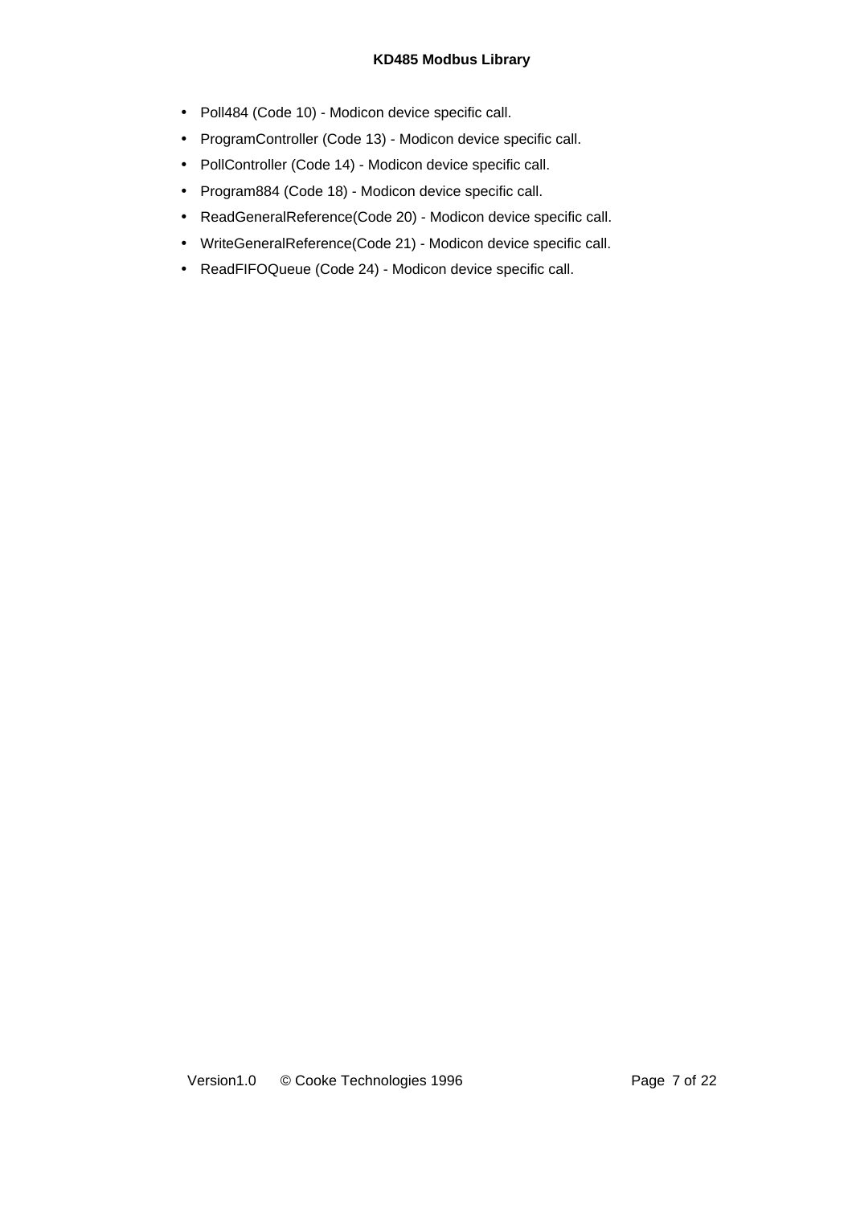- Poll484 (Code 10) - Modicon device specific call.
- ProgramController (Code 13) - Modicon device specific call.
- PollController (Code 14) - Modicon device specific call.
- Program884 (Code 18) - Modicon device specific call.
- ReadGeneralReference(Code 20) - Modicon device specific call.
- WriteGeneralReference(Code 21) - Modicon device specific call.
- ReadFIFOQueue (Code 24) - Modicon device specific call.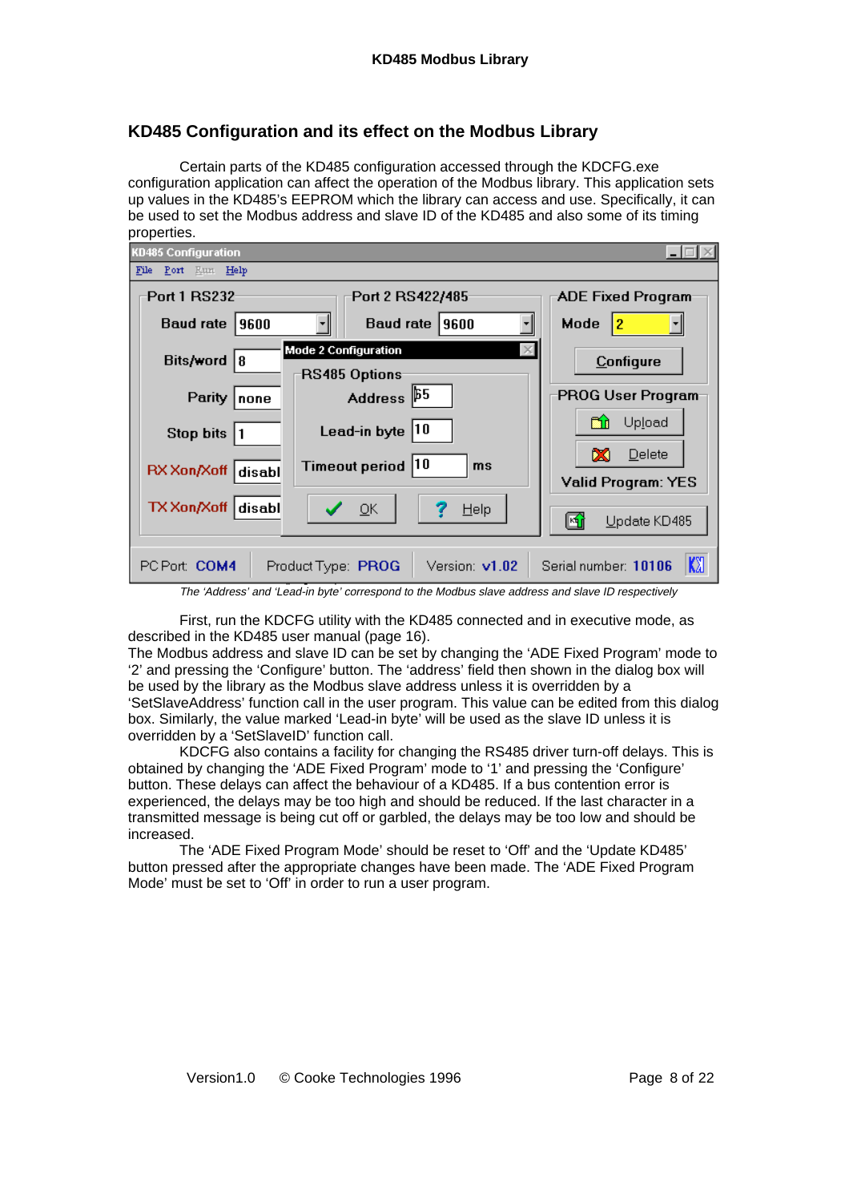## KD485 Configuration and its effect on the Modbus Library

Certain parts of the KD485 configuration accessed through the KDCFG.exe configuration application can affect the operation of the Modbus library. This application sets up values in the KD485's EEPROM which the library can access and use. Specifically, it can be used to set the Modbus address and slave ID of the KD485 and also some of its timing properties.

*The 'Address' and 'Lead-in byte' correspond to the Modbus slave address and slave ID respectively*

First, run the KDCFG utility with the KD485 connected and in executive mode, as described in the KD485 user manual (page 16).
The Modbus address and slave ID can be set by changing the 'ADE Fixed Program' mode to '2' and pressing the 'Configure' button. The 'address' field then shown in the dialog box will be used by the library as the Modbus slave address unless it is overridden by a 'SetSlaveAddress' function call in the user program. This value can be edited from this dialog box. Similarly, the value marked 'Lead-in byte' will be used as the slave ID unless it is overridden by a 'SetSlaveID' function call.

KDCFG also contains a facility for changing the RS485 driver turn-off delays. This is obtained by changing the 'ADE Fixed Program' mode to '1' and pressing the 'Configure' button. These delays can affect the behaviour of a KD485. If a bus contention error is experienced, the delays may be too high and should be reduced. If the last character in a transmitted message is being cut off or garbled, the delays may be too low and should be increased.

The 'ADE Fixed Program Mode' should be reset to 'Off' and the 'Update KD485' button pressed after the appropriate changes have been made. The 'ADE Fixed Program Mode' must be set to 'Off' in order to run a user program.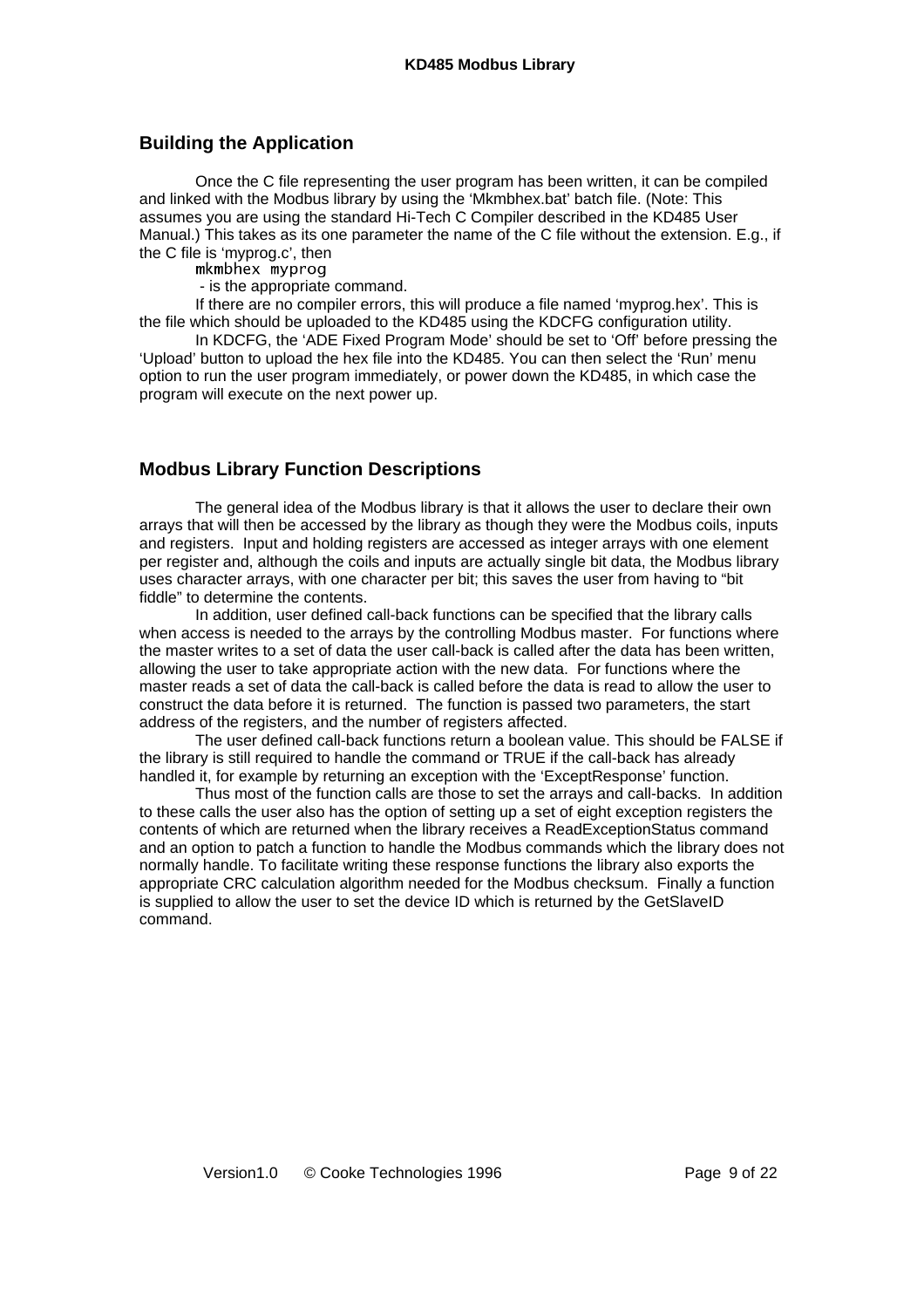## Building the Application

Once the C file representing the user program has been written, it can be compiled and linked with the Modbus library by using the 'Mkmbhex.bat' batch file. (Note: This assumes you are using the standard Hi-Tech C Compiler described in the KD485 User Manual.) This takes as its one parameter the name of the C file without the extension. E.g., if the C file is 'myprog.c', then

```
mkmbhex myprog
```

- is the appropriate command.

If there are no compiler errors, this will produce a file named 'myprog.hex'. This is the file which should be uploaded to the KD485 using the KDCFG configuration utility.

In KDCFG, the 'ADE Fixed Program Mode' should be set to 'Off' before pressing the 'Upload' button to upload the hex file into the KD485. You can then select the 'Run' menu option to run the user program immediately, or power down the KD485, in which case the program will execute on the next power up.

## Modbus Library Function Descriptions

The general idea of the Modbus library is that it allows the user to declare their own arrays that will then be accessed by the library as though they were the Modbus coils, inputs and registers. Input and holding registers are accessed as integer arrays with one element per register and, although the coils and inputs are actually single bit data, the Modbus library uses character arrays, with one character per bit; this saves the user from having to "bit fiddle" to determine the contents.

In addition, user defined call-back functions can be specified that the library calls when access is needed to the arrays by the controlling Modbus master. For functions where the master writes to a set of data the user call-back is called after the data has been written, allowing the user to take appropriate action with the new data. For functions where the master reads a set of data the call-back is called before the data is read to allow the user to construct the data before it is returned. The function is passed two parameters, the start address of the registers, and the number of registers affected.

The user defined call-back functions return a boolean value. This should be FALSE if the library is still required to handle the command or TRUE if the call-back has already handled it, for example by returning an exception with the 'ExceptResponse' function.

Thus most of the function calls are those to set the arrays and call-backs. In addition to these calls the user also has the option of setting up a set of eight exception registers the contents of which are returned when the library receives a ReadExceptionStatus command and an option to patch a function to handle the Modbus commands which the library does not normally handle. To facilitate writing these response functions the library also exports the appropriate CRC calculation algorithm needed for the Modbus checksum. Finally a function is supplied to allow the user to set the device ID which is returned by the GetSlaveID command.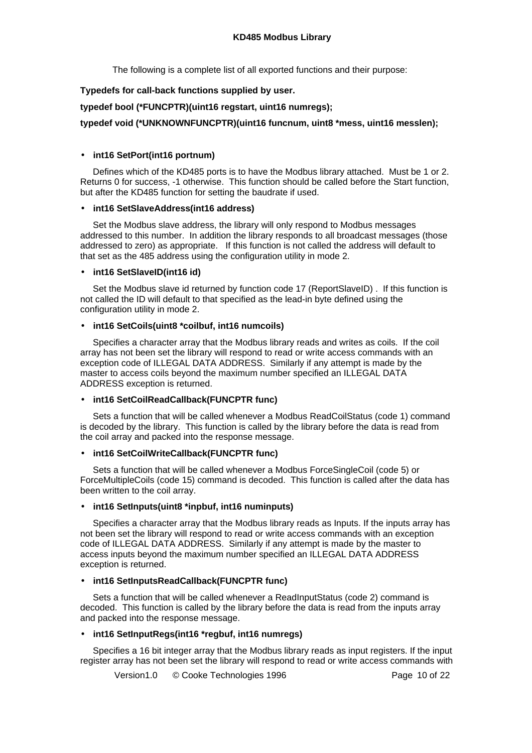The following is a complete list of all exported functions and their purpose:

**Typedefs for call-back functions supplied by user.**

**typedef bool (*FUNCPTR)(uint16 regstart, uint16 numregs);**

**typedef void (*UNKNOWNFUNCPTR)(uint16 funcnum, uint8 *mess, uint16 messlen);**

- **int16 SetPort(int16 portnum)**

Defines which of the KD485 ports is to have the Modbus library attached. Must be 1 or 2. Returns 0 for success, -1 otherwise. This function should be called before the Start function, but after the KD485 function for setting the baudrate if used.

- **int16 SetSlaveAddress(int16 address)**

Set the Modbus slave address, the library will only respond to Modbus messages addressed to this number. In addition the library responds to all broadcast messages (those addressed to zero) as appropriate. If this function is not called the address will default to that set as the 485 address using the configuration utility in mode 2.

- **int16 SetSlaveID(int16 id)**

Set the Modbus slave id returned by function code 17 (ReportSlaveID) . If this function is not called the ID will default to that specified as the lead-in byte defined using the configuration utility in mode 2.

- **int16 SetCoils(uint8 *coilbuf, int16 numcoils)**

Specifies a character array that the Modbus library reads and writes as coils. If the coil array has not been set the library will respond to read or write access commands with an exception code of ILLEGAL DATA ADDRESS. Similarly if any attempt is made by the master to access coils beyond the maximum number specified an ILLEGAL DATA ADDRESS exception is returned.

- **int16 SetCoilReadCallback(FUNCPTR func)**

Sets a function that will be called whenever a Modbus ReadCoilStatus (code 1) command is decoded by the library. This function is called by the library before the data is read from the coil array and packed into the response message.

- **int16 SetCoilWriteCallback(FUNCPTR func)**

Sets a function that will be called whenever a Modbus ForceSingleCoil (code 5) or ForceMultipleCoils (code 15) command is decoded. This function is called after the data has been written to the coil array.

- **int16 SetInputs(uint8 *inpbuf, int16 numinputs)**

Specifies a character array that the Modbus library reads as Inputs. If the inputs array has not been set the library will respond to read or write access commands with an exception code of ILLEGAL DATA ADDRESS. Similarly if any attempt is made by the master to access inputs beyond the maximum number specified an ILLEGAL DATA ADDRESS exception is returned.

- **int16 SetInputsReadCallback(FUNCPTR func)**

Sets a function that will be called whenever a ReadInputStatus (code 2) command is decoded. This function is called by the library before the data is read from the inputs array and packed into the response message.

- **int16 SetInputRegs(int16 *regbuf, int16 numregs)**

Specifies a 16 bit integer array that the Modbus library reads as input registers. If the input register array has not been set the library will respond to read or write access commands with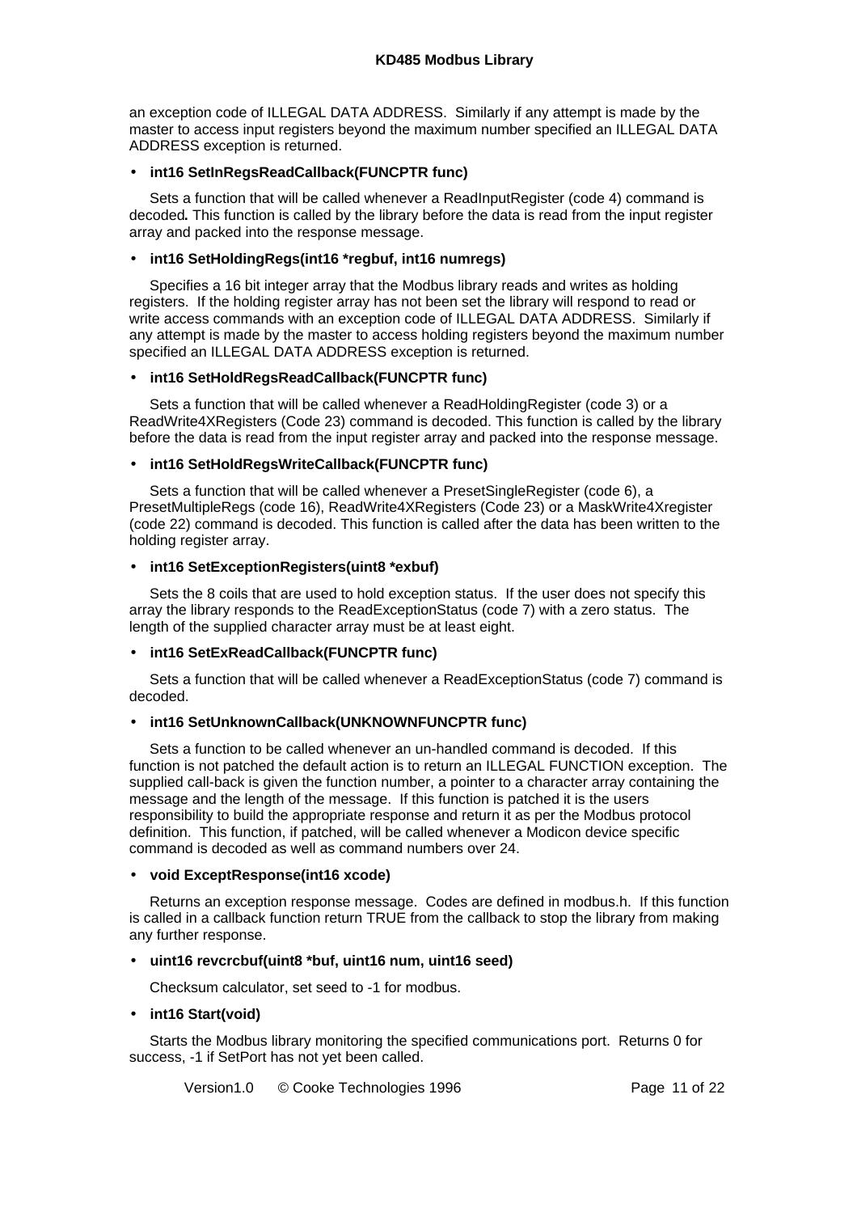an exception code of ILLEGAL DATA ADDRESS. Similarly if any attempt is made by the master to access input registers beyond the maximum number specified an ILLEGAL DATA ADDRESS exception is returned.

- **int16 SetInRegsReadCallback(FUNCPTR func)**

Sets a function that will be called whenever a ReadInputRegister (code 4) command is decoded**.** This function is called by the library before the data is read from the input register array and packed into the response message.

- **int16 SetHoldingRegs(int16 *regbuf, int16 numregs)**

Specifies a 16 bit integer array that the Modbus library reads and writes as holding registers. If the holding register array has not been set the library will respond to read or write access commands with an exception code of ILLEGAL DATA ADDRESS. Similarly if any attempt is made by the master to access holding registers beyond the maximum number specified an ILLEGAL DATA ADDRESS exception is returned.

- **int16 SetHoldRegsReadCallback(FUNCPTR func)**

Sets a function that will be called whenever a ReadHoldingRegister (code 3) or a ReadWrite4XRegisters (Code 23) command is decoded. This function is called by the library before the data is read from the input register array and packed into the response message.

- **int16 SetHoldRegsWriteCallback(FUNCPTR func)**

Sets a function that will be called whenever a PresetSingleRegister (code 6), a PresetMultipleRegs (code 16), ReadWrite4XRegisters (Code 23) or a MaskWrite4Xregister (code 22) command is decoded. This function is called after the data has been written to the holding register array.

- **int16 SetExceptionRegisters(uint8 *exbuf)**

Sets the 8 coils that are used to hold exception status. If the user does not specify this array the library responds to the ReadExceptionStatus (code 7) with a zero status. The length of the supplied character array must be at least eight.

- **int16 SetExReadCallback(FUNCPTR func)**

Sets a function that will be called whenever a ReadExceptionStatus (code 7) command is decoded.

- **int16 SetUnknownCallback(UNKNOWNFUNCPTR func)**

Sets a function to be called whenever an un-handled command is decoded. If this function is not patched the default action is to return an ILLEGAL FUNCTION exception. The supplied call-back is given the function number, a pointer to a character array containing the message and the length of the message. If this function is patched it is the users responsibility to build the appropriate response and return it as per the Modbus protocol definition. This function, if patched, will be called whenever a Modicon device specific command is decoded as well as command numbers over 24.

- **void ExceptResponse(int16 xcode)**

Returns an exception response message. Codes are defined in modbus.h. If this function is called in a callback function return TRUE from the callback to stop the library from making any further response.

- **uint16 revcrcbuf(uint8 *buf, uint16 num, uint16 seed)**

Checksum calculator, set seed to -1 for modbus.

- **int16 Start(void)**

Starts the Modbus library monitoring the specified communications port. Returns 0 for success, -1 if SetPort has not yet been called.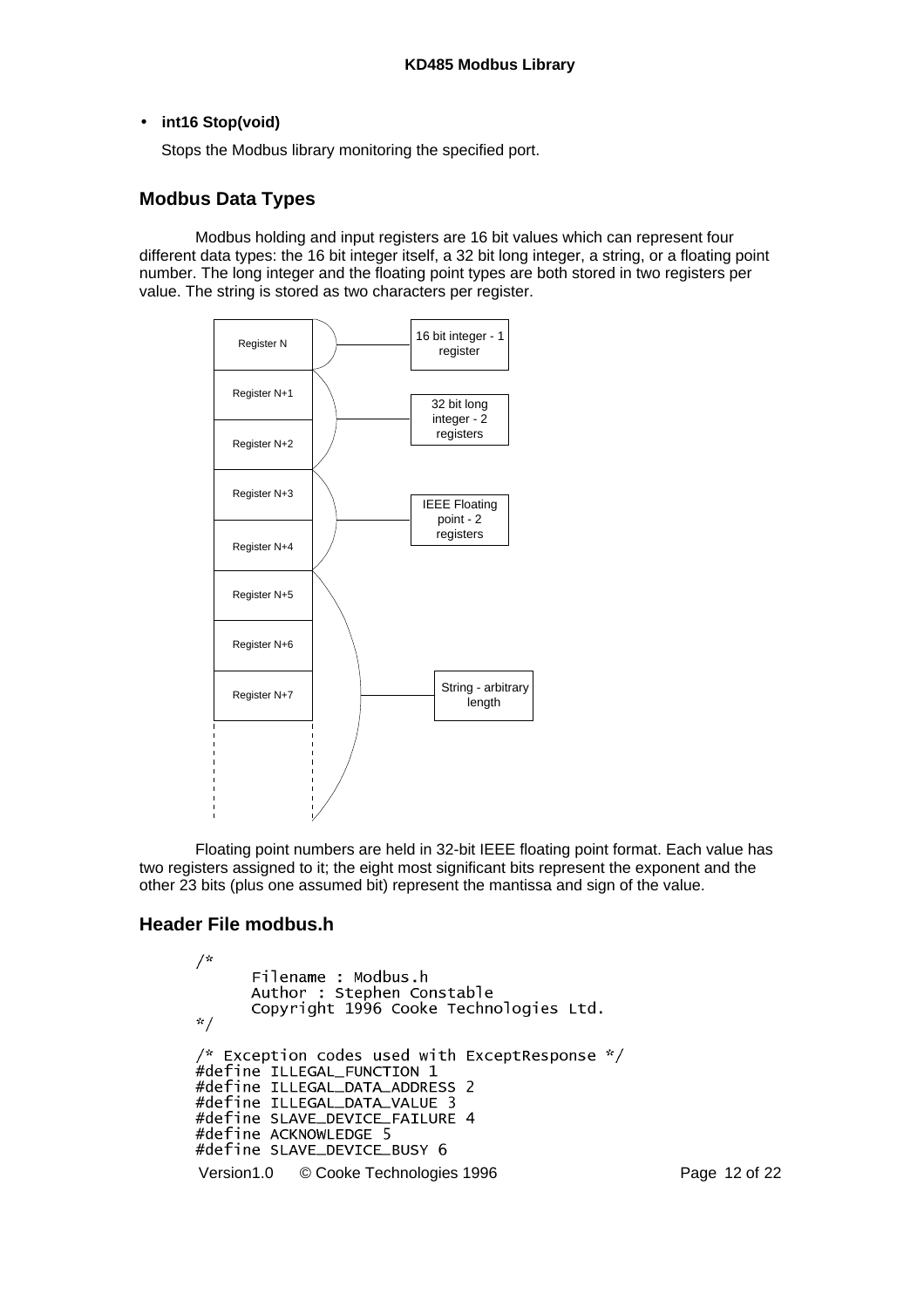- **int16 Stop(void)**

  Stops the Modbus library monitoring the specified port.

## Modbus Data Types

Modbus holding and input registers are 16 bit values which can represent four different data types: the 16 bit integer itself, a 32 bit long integer, a string, or a floating point number. The long integer and the floating point types are both stored in two registers per value. The string is stored as two characters per register.

Register N — 16 bit integer - 1 register

Register N+1, Register N+2 — 32 bit long integer - 2 registers

Register N+3, Register N+4 — IEEE Floating point - 2 registers

Register N+5, Register N+6, Register N+7 — String - arbitrary length

Floating point numbers are held in 32-bit IEEE floating point format. Each value has two registers assigned to it; the eight most significant bits represent the exponent and the other 23 bits (plus one assumed bit) represent the mantissa and sign of the value.

## Header File modbus.h

```
/*
      Filename : Modbus.h
      Author : Stephen Constable
      Copyright 1996 Cooke Technologies Ltd.
*/

/* Exception codes used with ExceptResponse */
#define ILLEGAL_FUNCTION 1
#define ILLEGAL_DATA_ADDRESS 2
#define ILLEGAL_DATA_VALUE 3
#define SLAVE_DEVICE_FAILURE 4
#define ACKNOWLEDGE 5
#define SLAVE_DEVICE_BUSY 6
```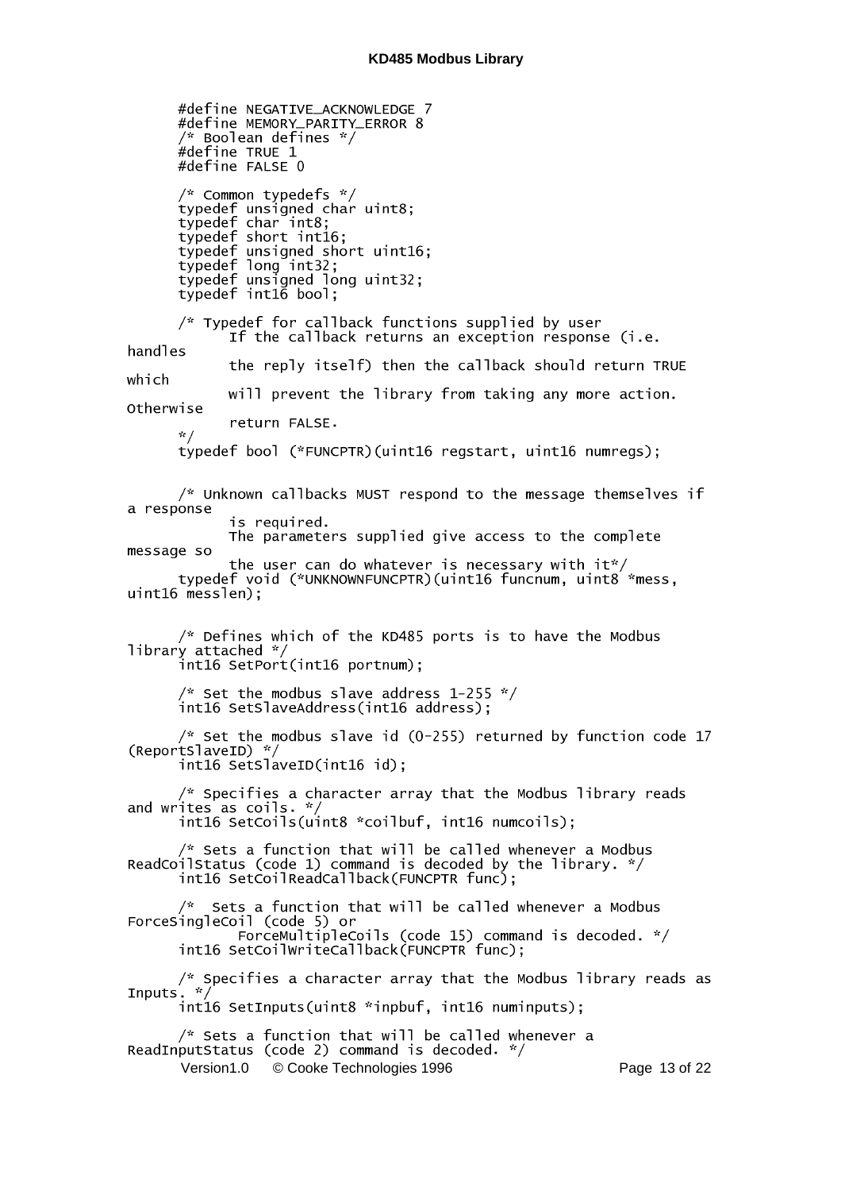```
#define NEGATIVE_ACKNOWLEDGE 7
#define MEMORY_PARITY_ERROR 8
/* Boolean defines */
#define TRUE 1
#define FALSE 0

/* Common typedefs */
typedef unsigned char uint8;
typedef char int8;
typedef short int16;
typedef unsigned short uint16;
typedef long int32;
typedef unsigned long uint32;
typedef int16 bool;

/* Typedef for callback functions supplied by user
      If the callback returns an exception response (i.e. handles
      the reply itself) then the callback should return TRUE which
      will prevent the library from taking any more action. Otherwise
      return FALSE.
*/
typedef bool (*FUNCPTR)(uint16 regstart, uint16 numregs);


/* Unknown callbacks MUST respond to the message themselves if a response
      is required.
      The parameters supplied give access to the complete message so
      the user can do whatever is necessary with it*/
typedef void (*UNKNOWNFUNCPTR)(uint16 funcnum, uint8 *mess, uint16 messlen);


/* Defines which of the KD485 ports is to have the Modbus library attached */
int16 SetPort(int16 portnum);

/* Set the modbus slave address 1-255 */
int16 SetSlaveAddress(int16 address);

/* Set the modbus slave id (0-255) returned by function code 17 (ReportSlaveID) */
int16 SetSlaveID(int16 id);

/* Specifies a character array that the Modbus library reads and writes as coils. */
int16 SetCoils(uint8 *coilbuf, int16 numcoils);

/* Sets a function that will be called whenever a Modbus ReadCoilStatus (code 1) command is decoded by the library. */
int16 SetCoilReadCallback(FUNCPTR func);

/*  Sets a function that will be called whenever a Modbus ForceSingleCoil (code 5) or
        ForceMultipleCoils (code 15) command is decoded. */
int16 SetCoilWriteCallback(FUNCPTR func);

/* Specifies a character array that the Modbus library reads as Inputs. */
int16 SetInputs(uint8 *inpbuf, int16 numinputs);

/* Sets a function that will be called whenever a ReadInputStatus (code 2) command is decoded. */
```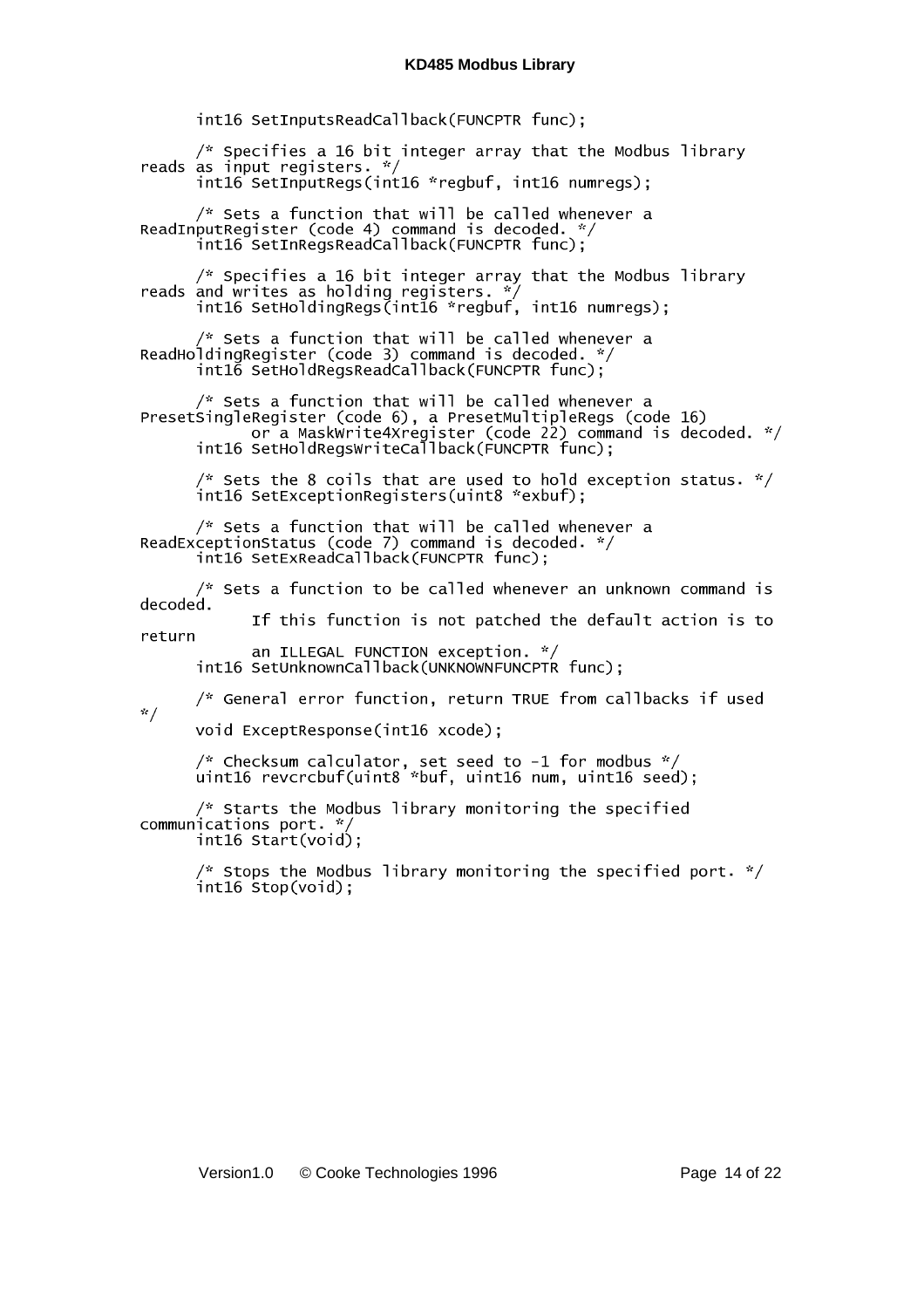```
      int16 SetInputsReadCallback(FUNCPTR func);

      /* Specifies a 16 bit integer array that the Modbus library
reads as input registers. */
      int16 SetInputRegs(int16 *regbuf, int16 numregs);

      /* Sets a function that will be called whenever a
ReadInputRegister (code 4) command is decoded. */
      int16 SetInRegsReadCallback(FUNCPTR func);

      /* Specifies a 16 bit integer array that the Modbus library
reads and writes as holding registers. */
      int16 SetHoldingRegs(int16 *regbuf, int16 numregs);

      /* Sets a function that will be called whenever a
ReadHoldingRegister (code 3) command is decoded. */
      int16 SetHoldRegsReadCallback(FUNCPTR func);

      /* Sets a function that will be called whenever a
PresetSingleRegister (code 6), a PresetMultipleRegs (code 16)
            or a MaskWrite4Xregister (code 22) command is decoded. */
      int16 SetHoldRegsWriteCallback(FUNCPTR func);

      /* Sets the 8 coils that are used to hold exception status. */
      int16 SetExceptionRegisters(uint8 *exbuf);

      /* Sets a function that will be called whenever a
ReadExceptionStatus (code 7) command is decoded. */
      int16 SetExReadCallback(FUNCPTR func);

      /* Sets a function to be called whenever an unknown command is
decoded.
            If this function is not patched the default action is to
return
            an ILLEGAL FUNCTION exception. */
      int16 SetUnknownCallback(UNKNOWNFUNCPTR func);

      /* General error function, return TRUE from callbacks if used
*/
      void ExceptResponse(int16 xcode);

      /* Checksum calculator, set seed to -1 for modbus */
      uint16 revcrcbuf(uint8 *buf, uint16 num, uint16 seed);

      /* Starts the Modbus library monitoring the specified
communications port. */
      int16 Start(void);

      /* Stops the Modbus library monitoring the specified port. */
      int16 Stop(void);
```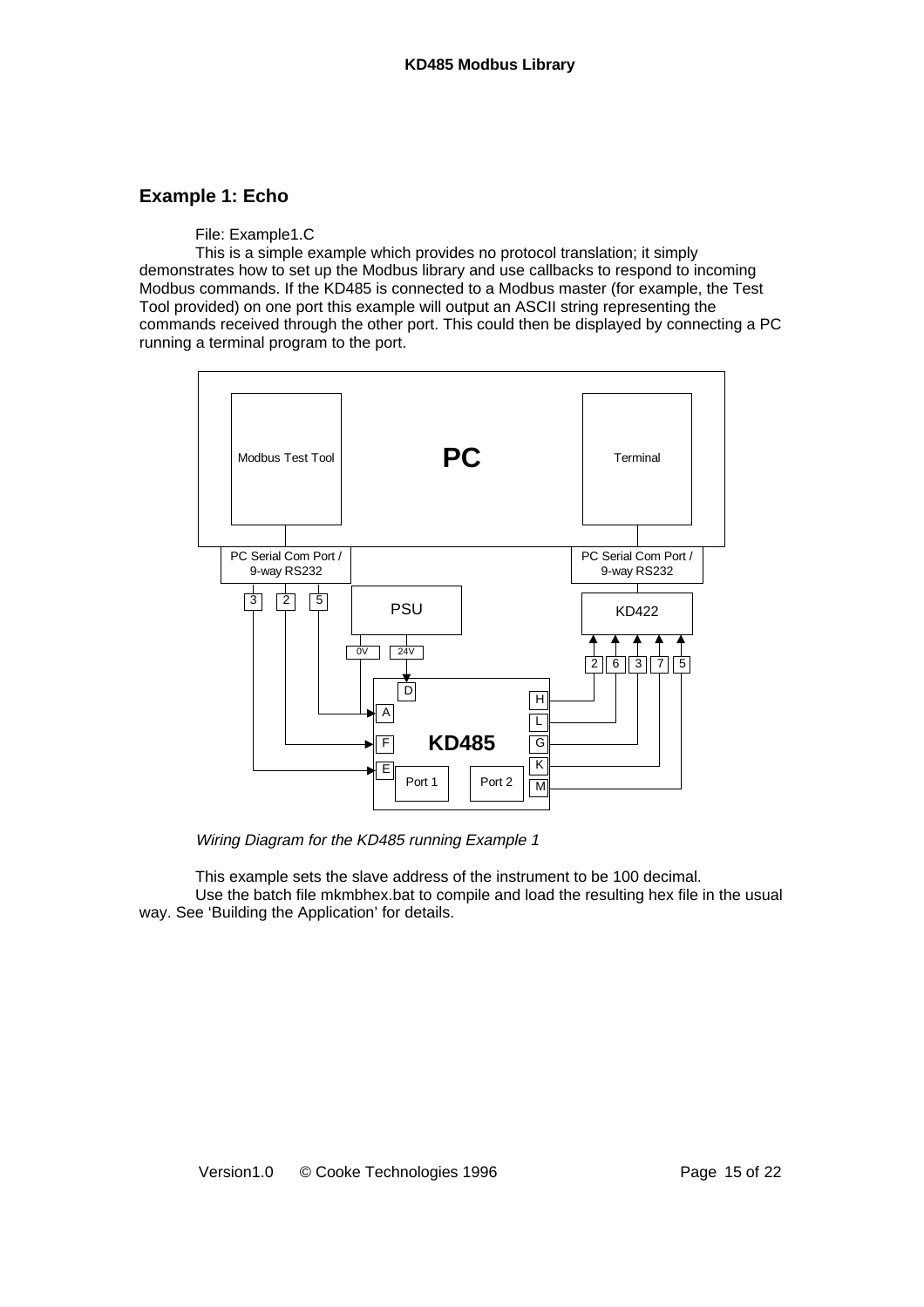## Example 1: Echo

File: Example1.C

This is a simple example which provides no protocol translation; it simply demonstrates how to set up the Modbus library and use callbacks to respond to incoming Modbus commands. If the KD485 is connected to a Modbus master (for example, the Test Tool provided) on one port this example will output an ASCII string representing the commands received through the other port. This could then be displayed by connecting a PC running a terminal program to the port.

*Wiring Diagram for the KD485 running Example 1*

This example sets the slave address of the instrument to be 100 decimal.

Use the batch file mkmbhex.bat to compile and load the resulting hex file in the usual way. See ‘Building the Application’ for details.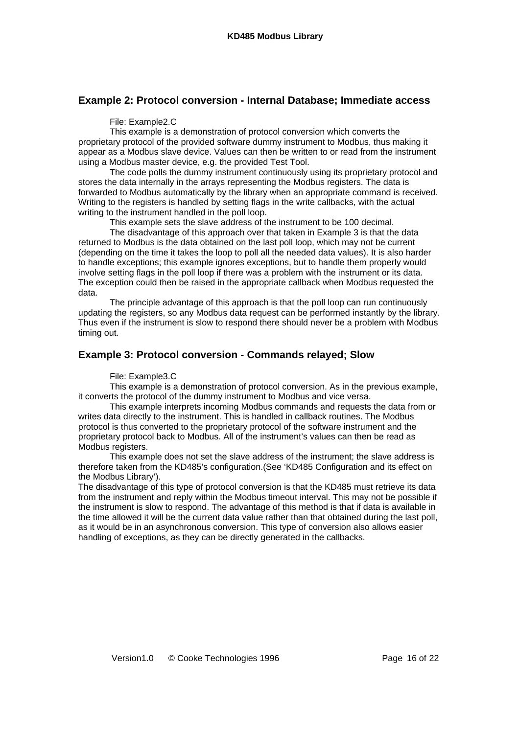## Example 2: Protocol conversion - Internal Database; Immediate access

File: Example2.C

This example is a demonstration of protocol conversion which converts the proprietary protocol of the provided software dummy instrument to Modbus, thus making it appear as a Modbus slave device. Values can then be written to or read from the instrument using a Modbus master device, e.g. the provided Test Tool.

The code polls the dummy instrument continuously using its proprietary protocol and stores the data internally in the arrays representing the Modbus registers. The data is forwarded to Modbus automatically by the library when an appropriate command is received. Writing to the registers is handled by setting flags in the write callbacks, with the actual writing to the instrument handled in the poll loop.

This example sets the slave address of the instrument to be 100 decimal.

The disadvantage of this approach over that taken in Example 3 is that the data returned to Modbus is the data obtained on the last poll loop, which may not be current (depending on the time it takes the loop to poll all the needed data values). It is also harder to handle exceptions; this example ignores exceptions, but to handle them properly would involve setting flags in the poll loop if there was a problem with the instrument or its data. The exception could then be raised in the appropriate callback when Modbus requested the data.

The principle advantage of this approach is that the poll loop can run continuously updating the registers, so any Modbus data request can be performed instantly by the library. Thus even if the instrument is slow to respond there should never be a problem with Modbus timing out.

## Example 3: Protocol conversion - Commands relayed; Slow

File: Example3.C

This example is a demonstration of protocol conversion. As in the previous example, it converts the protocol of the dummy instrument to Modbus and vice versa.

This example interprets incoming Modbus commands and requests the data from or writes data directly to the instrument. This is handled in callback routines. The Modbus protocol is thus converted to the proprietary protocol of the software instrument and the proprietary protocol back to Modbus. All of the instrument's values can then be read as Modbus registers.

This example does not set the slave address of the instrument; the slave address is therefore taken from the KD485's configuration.(See 'KD485 Configuration and its effect on the Modbus Library').

The disadvantage of this type of protocol conversion is that the KD485 must retrieve its data from the instrument and reply within the Modbus timeout interval. This may not be possible if the instrument is slow to respond. The advantage of this method is that if data is available in the time allowed it will be the current data value rather than that obtained during the last poll, as it would be in an asynchronous conversion. This type of conversion also allows easier handling of exceptions, as they can be directly generated in the callbacks.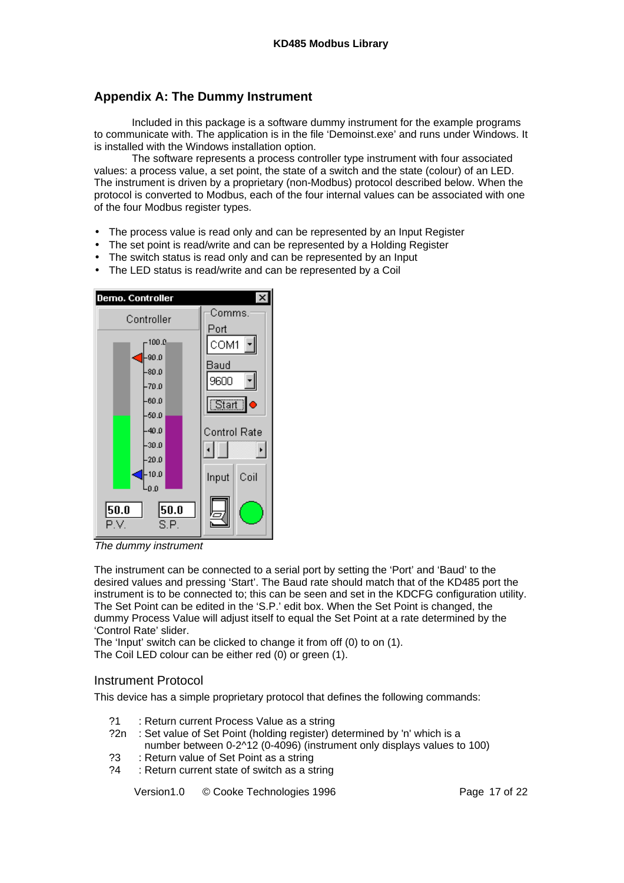## Appendix A: The Dummy Instrument

Included in this package is a software dummy instrument for the example programs to communicate with. The application is in the file 'Demoinst.exe' and runs under Windows. It is installed with the Windows installation option.

The software represents a process controller type instrument with four associated values: a process value, a set point, the state of a switch and the state (colour) of an LED. The instrument is driven by a proprietary (non-Modbus) protocol described below. When the protocol is converted to Modbus, each of the four internal values can be associated with one of the four Modbus register types.

- The process value is read only and can be represented by an Input Register
- The set point is read/write and can be represented by a Holding Register
- The switch status is read only and can be represented by an Input
- The LED status is read/write and can be represented by a Coil

*The dummy instrument*

The instrument can be connected to a serial port by setting the 'Port' and 'Baud' to the desired values and pressing 'Start'. The Baud rate should match that of the KD485 port the instrument is to be connected to; this can be seen and set in the KDCFG configuration utility.
The Set Point can be edited in the 'S.P.' edit box. When the Set Point is changed, the dummy Process Value will adjust itself to equal the Set Point at a rate determined by the 'Control Rate' slider.
The 'Input' switch can be clicked to change it from off (0) to on (1).
The Coil LED colour can be either red (0) or green (1).

### Instrument Protocol

This device has a simple proprietary protocol that defines the following commands:

?1 : Return current Process Value as a string
?2n : Set value of Set Point (holding register) determined by 'n' which is a number between 0-2^12 (0-4096) (instrument only displays values to 100)
?3 : Return value of Set Point as a string
?4 : Return current state of switch as a string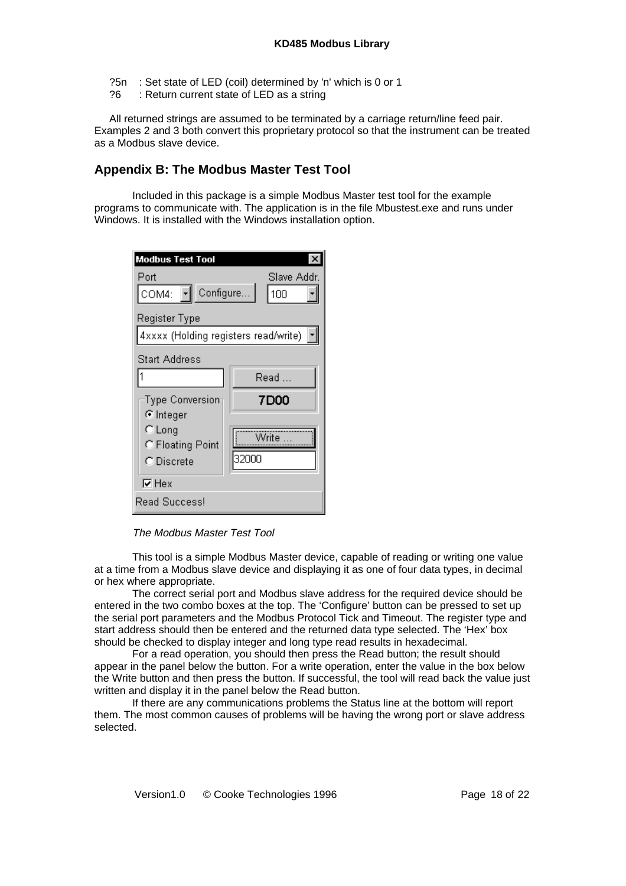?5n : Set state of LED (coil) determined by 'n' which is 0 or 1
?6 : Return current state of LED as a string

All returned strings are assumed to be terminated by a carriage return/line feed pair. Examples 2 and 3 both convert this proprietary protocol so that the instrument can be treated as a Modbus slave device.

## Appendix B: The Modbus Master Test Tool

Included in this package is a simple Modbus Master test tool for the example programs to communicate with. The application is in the file Mbustest.exe and runs under Windows. It is installed with the Windows installation option.

*The Modbus Master Test Tool*

This tool is a simple Modbus Master device, capable of reading or writing one value at a time from a Modbus slave device and displaying it as one of four data types, in decimal or hex where appropriate.

The correct serial port and Modbus slave address for the required device should be entered in the two combo boxes at the top. The 'Configure' button can be pressed to set up the serial port parameters and the Modbus Protocol Tick and Timeout. The register type and start address should then be entered and the returned data type selected. The 'Hex' box should be checked to display integer and long type read results in hexadecimal.

For a read operation, you should then press the Read button; the result should appear in the panel below the button. For a write operation, enter the value in the box below the Write button and then press the button. If successful, the tool will read back the value just written and display it in the panel below the Read button.

If there are any communications problems the Status line at the bottom will report them. The most common causes of problems will be having the wrong port or slave address selected.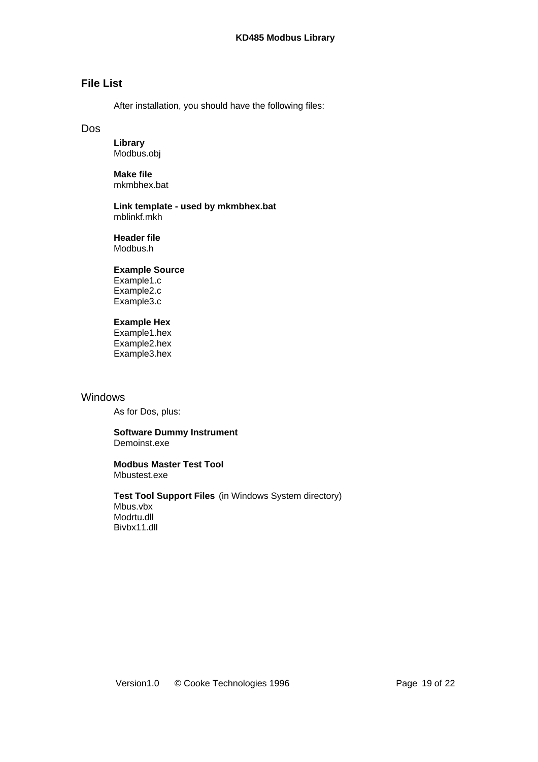## File List

After installation, you should have the following files:

### Dos

**Library**
Modbus.obj

**Make file**
mkmbhex.bat

**Link template - used by mkmbhex.bat**
mblinkf.mkh

**Header file**
Modbus.h

**Example Source**
Example1.c
Example2.c
Example3.c

**Example Hex**
Example1.hex
Example2.hex
Example3.hex

### Windows

As for Dos, plus:

**Software Dummy Instrument**
Demoinst.exe

**Modbus Master Test Tool**
Mbustest.exe

**Test Tool Support Files** (in Windows System directory)
Mbus.vbx
Modrtu.dll
Bivbx11.dll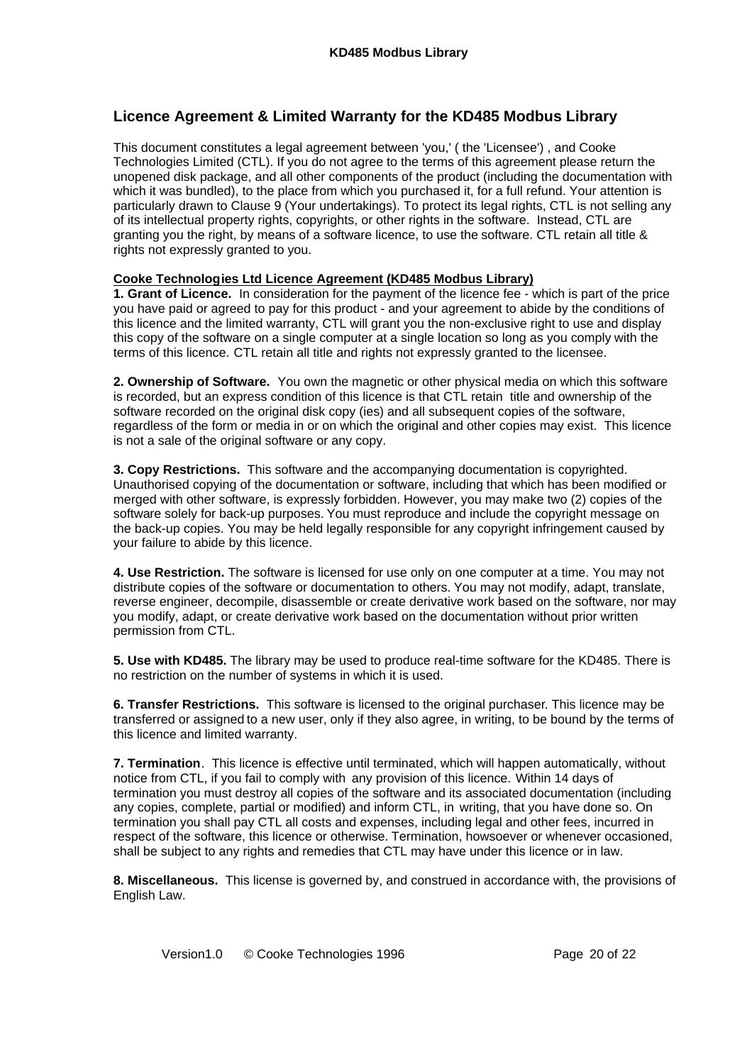## Licence Agreement & Limited Warranty for the KD485 Modbus Library

This document constitutes a legal agreement between 'you,' ( the 'Licensee') , and Cooke Technologies Limited (CTL). If you do not agree to the terms of this agreement please return the unopened disk package, and all other components of the product (including the documentation with which it was bundled), to the place from which you purchased it, for a full refund. Your attention is particularly drawn to Clause 9 (Your undertakings). To protect its legal rights, CTL is not selling any of its intellectual property rights, copyrights, or other rights in the software. Instead, CTL are granting you the right, by means of a software licence, to use the software. CTL retain all title & rights not expressly granted to you.

**Cooke Technologies Ltd Licence Agreement (KD485 Modbus Library)**

**1. Grant of Licence.** In consideration for the payment of the licence fee - which is part of the price you have paid or agreed to pay for this product - and your agreement to abide by the conditions of this licence and the limited warranty, CTL will grant you the non-exclusive right to use and display this copy of the software on a single computer at a single location so long as you comply with the terms of this licence. CTL retain all title and rights not expressly granted to the licensee.

**2. Ownership of Software.** You own the magnetic or other physical media on which this software is recorded, but an express condition of this licence is that CTL retain title and ownership of the software recorded on the original disk copy (ies) and all subsequent copies of the software, regardless of the form or media in or on which the original and other copies may exist. This licence is not a sale of the original software or any copy.

**3. Copy Restrictions.** This software and the accompanying documentation is copyrighted. Unauthorised copying of the documentation or software, including that which has been modified or merged with other software, is expressly forbidden. However, you may make two (2) copies of the software solely for back-up purposes. You must reproduce and include the copyright message on the back-up copies. You may be held legally responsible for any copyright infringement caused by your failure to abide by this licence.

**4. Use Restriction.** The software is licensed for use only on one computer at a time. You may not distribute copies of the software or documentation to others. You may not modify, adapt, translate, reverse engineer, decompile, disassemble or create derivative work based on the software, nor may you modify, adapt, or create derivative work based on the documentation without prior written permission from CTL.

**5. Use with KD485.** The library may be used to produce real-time software for the KD485. There is no restriction on the number of systems in which it is used.

**6. Transfer Restrictions.** This software is licensed to the original purchaser. This licence may be transferred or assigned to a new user, only if they also agree, in writing, to be bound by the terms of this licence and limited warranty.

**7. Termination**. This licence is effective until terminated, which will happen automatically, without notice from CTL, if you fail to comply with any provision of this licence. Within 14 days of termination you must destroy all copies of the software and its associated documentation (including any copies, complete, partial or modified) and inform CTL, in writing, that you have done so. On termination you shall pay CTL all costs and expenses, including legal and other fees, incurred in respect of the software, this licence or otherwise. Termination, howsoever or whenever occasioned, shall be subject to any rights and remedies that CTL may have under this licence or in law.

**8. Miscellaneous.** This license is governed by, and construed in accordance with, the provisions of English Law.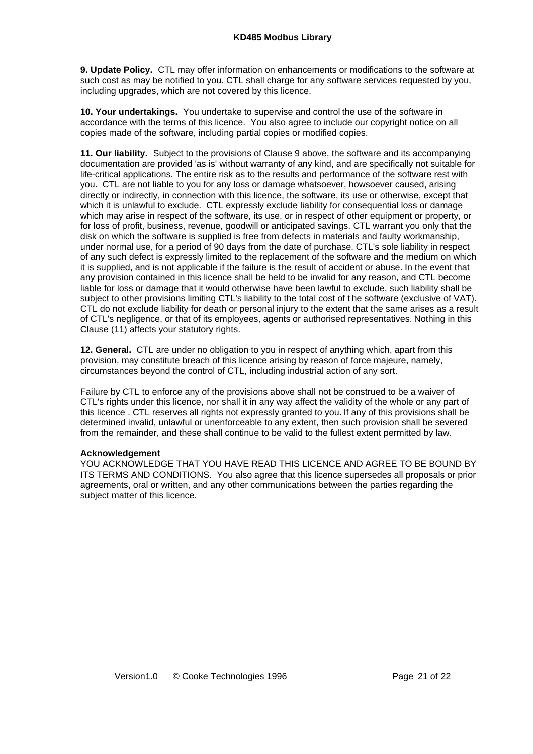**9. Update Policy.** CTL may offer information on enhancements or modifications to the software at such cost as may be notified to you. CTL shall charge for any software services requested by you, including upgrades, which are not covered by this licence.

**10. Your undertakings.** You undertake to supervise and control the use of the software in accordance with the terms of this licence. You also agree to include our copyright notice on all copies made of the software, including partial copies or modified copies.

**11. Our liability.** Subject to the provisions of Clause 9 above, the software and its accompanying documentation are provided 'as is' without warranty of any kind, and are specifically not suitable for life-critical applications. The entire risk as to the results and performance of the software rest with you. CTL are not liable to you for any loss or damage whatsoever, howsoever caused, arising directly or indirectly, in connection with this licence, the software, its use or otherwise, except that which it is unlawful to exclude. CTL expressly exclude liability for consequential loss or damage which may arise in respect of the software, its use, or in respect of other equipment or property, or for loss of profit, business, revenue, goodwill or anticipated savings. CTL warrant you only that the disk on which the software is supplied is free from defects in materials and faulty workmanship, under normal use, for a period of 90 days from the date of purchase. CTL's sole liability in respect of any such defect is expressly limited to the replacement of the software and the medium on which it is supplied, and is not applicable if the failure is the result of accident or abuse. In the event that any provision contained in this licence shall be held to be invalid for any reason, and CTL become liable for loss or damage that it would otherwise have been lawful to exclude, such liability shall be subject to other provisions limiting CTL's liability to the total cost of the software (exclusive of VAT). CTL do not exclude liability for death or personal injury to the extent that the same arises as a result of CTL's negligence, or that of its employees, agents or authorised representatives. Nothing in this Clause (11) affects your statutory rights.

**12. General.** CTL are under no obligation to you in respect of anything which, apart from this provision, may constitute breach of this licence arising by reason of force majeure, namely, circumstances beyond the control of CTL, including industrial action of any sort.

Failure by CTL to enforce any of the provisions above shall not be construed to be a waiver of CTL's rights under this licence, nor shall it in any way affect the validity of the whole or any part of this licence . CTL reserves all rights not expressly granted to you. If any of this provisions shall be determined invalid, unlawful or unenforceable to any extent, then such provision shall be severed from the remainder, and these shall continue to be valid to the fullest extent permitted by law.

**Acknowledgement**

YOU ACKNOWLEDGE THAT YOU HAVE READ THIS LICENCE AND AGREE TO BE BOUND BY ITS TERMS AND CONDITIONS. You also agree that this licence supersedes all proposals or prior agreements, oral or written, and any other communications between the parties regarding the subject matter of this licence.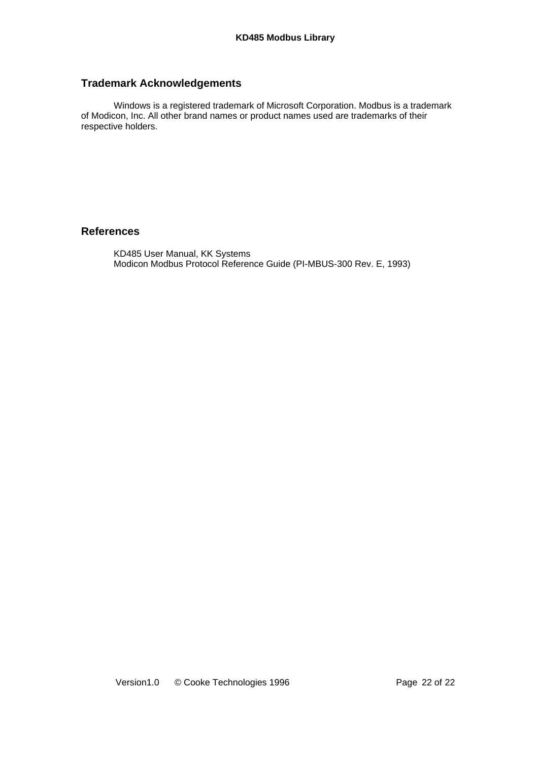## Trademark Acknowledgements

Windows is a registered trademark of Microsoft Corporation. Modbus is a trademark of Modicon, Inc. All other brand names or product names used are trademarks of their respective holders.

## References

KD485 User Manual, KK Systems
Modicon Modbus Protocol Reference Guide (PI-MBUS-300 Rev. E, 1993)